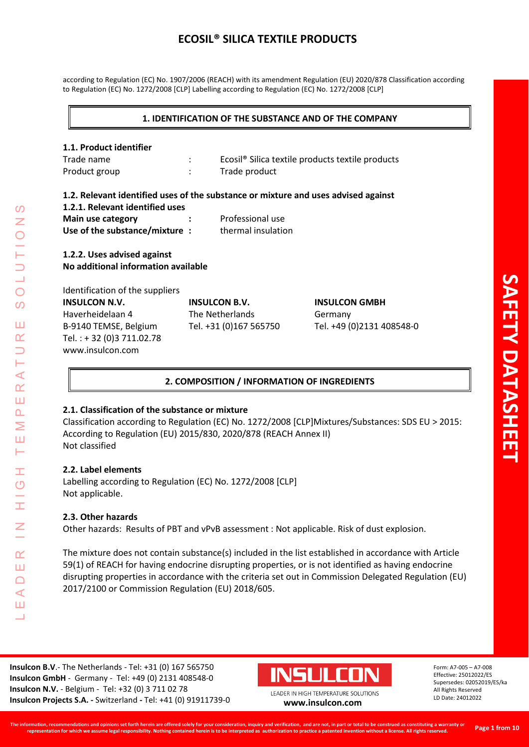# ECOSIL® SILICA TEXTILE PRODUCTS

according to Regulation (EC) No. 1907/2006 (REACH) with its amendment Regulation (EU) 2020/878 Classification according to Regulation (EC) No. 1272/2008 [CLP] Labelling according to Regulation (EC) No. 1272/2008 [CLP]

## 1. IDENTIFICATION OF THE SUBSTANCE AND OF THE COMPANY

### 1.1. Product identifier

| | | |
|---|---|---|
| Trade name | : | Ecosil® Silica textile products textile products |
| Product group | : | Trade product |

### 1.2. Relevant identified uses of the substance or mixture and uses advised against

**1.2.1. Relevant identified uses**

| | | |
|---|---|---|
| **Main use category** | **:** | Professional use |
| **Use of the substance/mixture** | **:** | thermal insulation |

**1.2.2. Uses advised against**
**No additional information available**

Identification of the suppliers

| **INSULCON N.V.** | **INSULCON B.V.** | **INSULCON GMBH** |
|---|---|---|
| Haverheidelaan 4 | The Netherlands | Germany |
| B-9140 TEMSE, Belgium | Tel. +31 (0)167 565750 | Tel. +49 (0)2131 408548-0 |
| Tel. : + 32 (0)3 711.02.78 | | |
| www.insulcon.com | | |

## 2. COMPOSITION / INFORMATION OF INGREDIENTS

### 2.1. Classification of the substance or mixture

Classification according to Regulation (EC) No. 1272/2008 [CLP]Mixtures/Substances: SDS EU > 2015: According to Regulation (EU) 2015/830, 2020/878 (REACH Annex II)
Not classified

### 2.2. Label elements

Labelling according to Regulation (EC) No. 1272/2008 [CLP]
Not applicable.

### 2.3. Other hazards

Other hazards: Results of PBT and vPvB assessment : Not applicable. Risk of dust explosion.

The mixture does not contain substance(s) included in the list established in accordance with Article 59(1) of REACH for having endocrine disrupting properties, or is not identified as having endocrine disrupting properties in accordance with the criteria set out in Commission Delegated Regulation (EU) 2017/2100 or Commission Regulation (EU) 2018/605.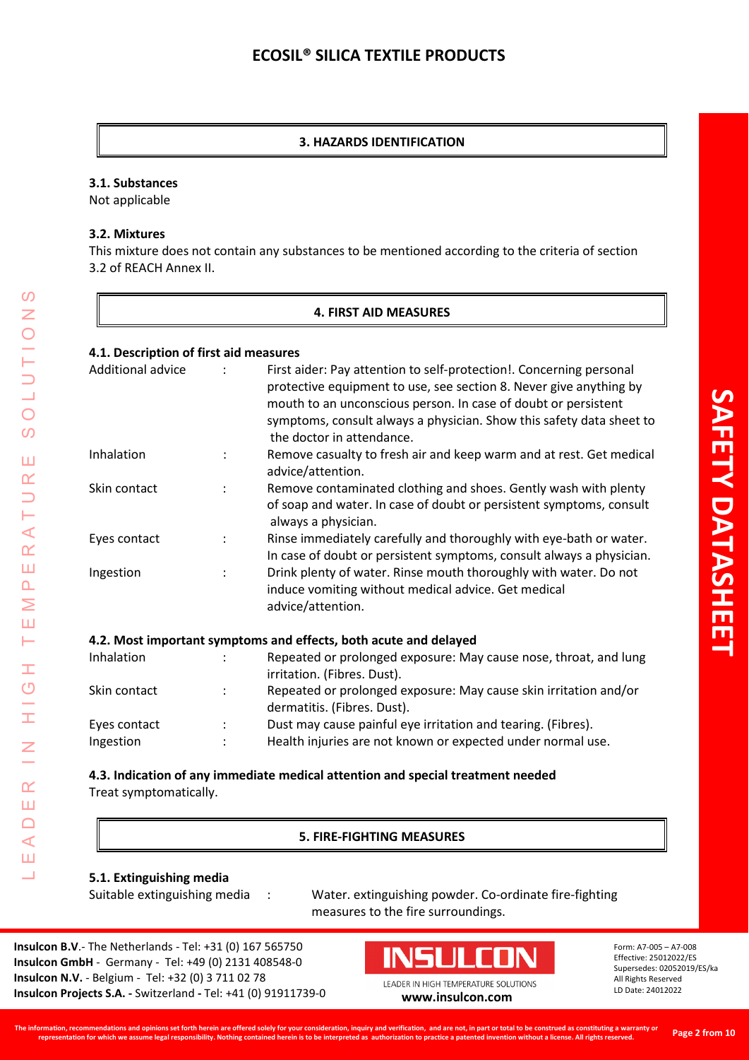## 3. HAZARDS IDENTIFICATION

### 3.1. Substances

Not applicable

### 3.2. Mixtures

This mixture does not contain any substances to be mentioned according to the criteria of section 3.2 of REACH Annex II.

## 4. FIRST AID MEASURES

### 4.1. Description of first aid measures

| | | |
|---|---|---|
| Additional advice | : | First aider: Pay attention to self-protection!. Concerning personal protective equipment to use, see section 8. Never give anything by mouth to an unconscious person. In case of doubt or persistent symptoms, consult always a physician. Show this safety data sheet to the doctor in attendance. |
| Inhalation | : | Remove casualty to fresh air and keep warm and at rest. Get medical advice/attention. |
| Skin contact | : | Remove contaminated clothing and shoes. Gently wash with plenty of soap and water. In case of doubt or persistent symptoms, consult always a physician. |
| Eyes contact | : | Rinse immediately carefully and thoroughly with eye-bath or water. In case of doubt or persistent symptoms, consult always a physician. |
| Ingestion | : | Drink plenty of water. Rinse mouth thoroughly with water. Do not induce vomiting without medical advice. Get medical advice/attention. |

### 4.2. Most important symptoms and effects, both acute and delayed

| | | |
|---|---|---|
| Inhalation | : | Repeated or prolonged exposure: May cause nose, throat, and lung irritation. (Fibres. Dust). |
| Skin contact | : | Repeated or prolonged exposure: May cause skin irritation and/or dermatitis. (Fibres. Dust). |
| Eyes contact | : | Dust may cause painful eye irritation and tearing. (Fibres). |
| Ingestion | : | Health injuries are not known or expected under normal use. |

### 4.3. Indication of any immediate medical attention and special treatment needed

Treat symptomatically.

## 5. FIRE-FIGHTING MEASURES

### 5.1. Extinguishing media

| | | |
|---|---|---|
| Suitable extinguishing media | : | Water. extinguishing powder. Co-ordinate fire-fighting measures to the fire surroundings. |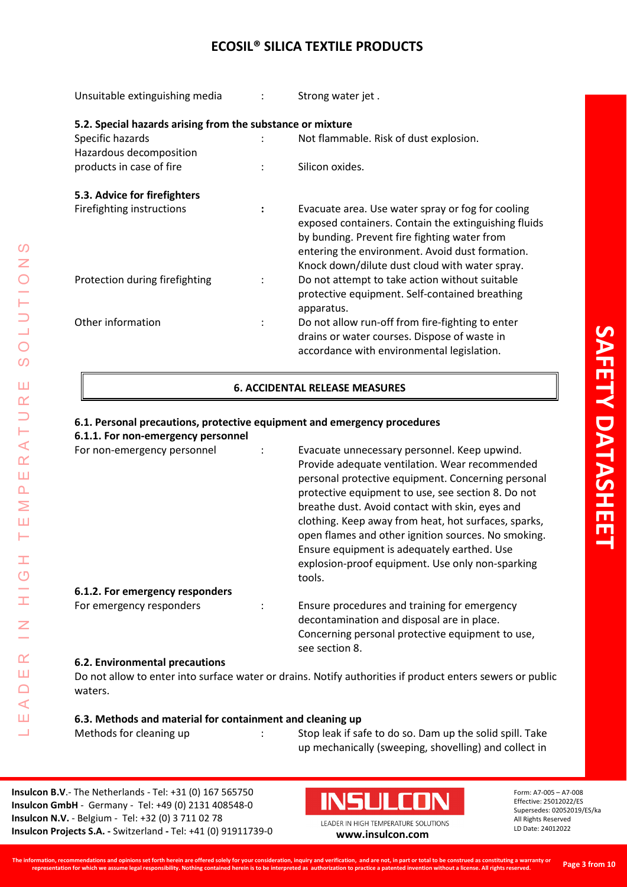| | | |
|---|---|---|
| Unsuitable extinguishing media | : | Strong water jet . |

**5.2. Special hazards arising from the substance or mixture**

| | | |
|---|---|---|
| Specific hazards | : | Not flammable. Risk of dust explosion. |
| Hazardous decomposition products in case of fire | : | Silicon oxides. |

**5.3. Advice for firefighters**

| | | |
|---|---|---|
| Firefighting instructions | : | Evacuate area. Use water spray or fog for cooling exposed containers. Contain the extinguishing fluids by bunding. Prevent fire fighting water from entering the environment. Avoid dust formation. Knock down/dilute dust cloud with water spray. |
| Protection during firefighting | : | Do not attempt to take action without suitable protective equipment. Self-contained breathing apparatus. |
| Other information | : | Do not allow run-off from fire-fighting to enter drains or water courses. Dispose of waste in accordance with environmental legislation. |

## 6. ACCIDENTAL RELEASE MEASURES

**6.1. Personal precautions, protective equipment and emergency procedures**

**6.1.1. For non-emergency personnel**

| | | |
|---|---|---|
| For non-emergency personnel | : | Evacuate unnecessary personnel. Keep upwind. Provide adequate ventilation. Wear recommended personal protective equipment. Concerning personal protective equipment to use, see section 8. Do not breathe dust. Avoid contact with skin, eyes and clothing. Keep away from heat, hot surfaces, sparks, open flames and other ignition sources. No smoking. Ensure equipment is adequately earthed. Use explosion-proof equipment. Use only non-sparking tools. |

**6.1.2. For emergency responders**

| | | |
|---|---|---|
| For emergency responders | : | Ensure procedures and training for emergency decontamination and disposal are in place. Concerning personal protective equipment to use, see section 8. |

**6.2. Environmental precautions**

Do not allow to enter into surface water or drains. Notify authorities if product enters sewers or public waters.

**6.3. Methods and material for containment and cleaning up**

| | | |
|---|---|---|
| Methods for cleaning up | : | Stop leak if safe to do so. Dam up the solid spill. Take up mechanically (sweeping, shovelling) and collect in |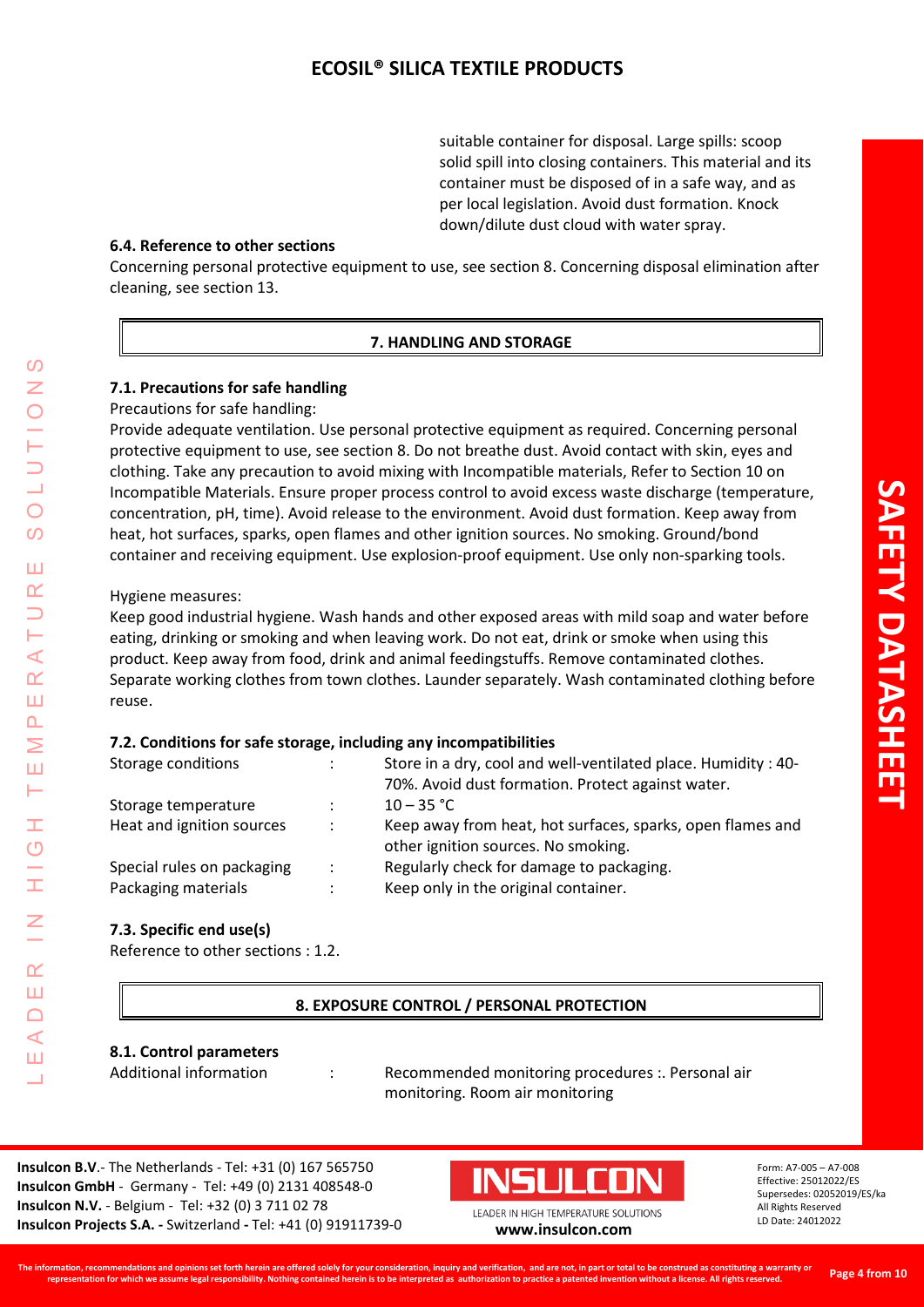suitable container for disposal. Large spills: scoop solid spill into closing containers. This material and its container must be disposed of in a safe way, and as per local legislation. Avoid dust formation. Knock down/dilute dust cloud with water spray.

**6.4. Reference to other sections**

Concerning personal protective equipment to use, see section 8. Concerning disposal elimination after cleaning, see section 13.

## 7. HANDLING AND STORAGE

**7.1. Precautions for safe handling**

Precautions for safe handling:

Provide adequate ventilation. Use personal protective equipment as required. Concerning personal protective equipment to use, see section 8. Do not breathe dust. Avoid contact with skin, eyes and clothing. Take any precaution to avoid mixing with Incompatible materials, Refer to Section 10 on Incompatible Materials. Ensure proper process control to avoid excess waste discharge (temperature, concentration, pH, time). Avoid release to the environment. Avoid dust formation. Keep away from heat, hot surfaces, sparks, open flames and other ignition sources. No smoking. Ground/bond container and receiving equipment. Use explosion-proof equipment. Use only non-sparking tools.

Hygiene measures:

Keep good industrial hygiene. Wash hands and other exposed areas with mild soap and water before eating, drinking or smoking and when leaving work. Do not eat, drink or smoke when using this product. Keep away from food, drink and animal feedingstuffs. Remove contaminated clothes. Separate working clothes from town clothes. Launder separately. Wash contaminated clothing before reuse.

**7.2. Conditions for safe storage, including any incompatibilities**

| | | |
|---|---|---|
| Storage conditions | : | Store in a dry, cool and well-ventilated place. Humidity : 40-70%. Avoid dust formation. Protect against water. |
| Storage temperature | : | 10 – 35 °C |
| Heat and ignition sources | : | Keep away from heat, hot surfaces, sparks, open flames and other ignition sources. No smoking. |
| Special rules on packaging | : | Regularly check for damage to packaging. |
| Packaging materials | : | Keep only in the original container. |

**7.3. Specific end use(s)**

Reference to other sections : 1.2.

## 8. EXPOSURE CONTROL / PERSONAL PROTECTION

**8.1. Control parameters**

| | | |
|---|---|---|
| Additional information | : | Recommended monitoring procedures :. Personal air monitoring. Room air monitoring |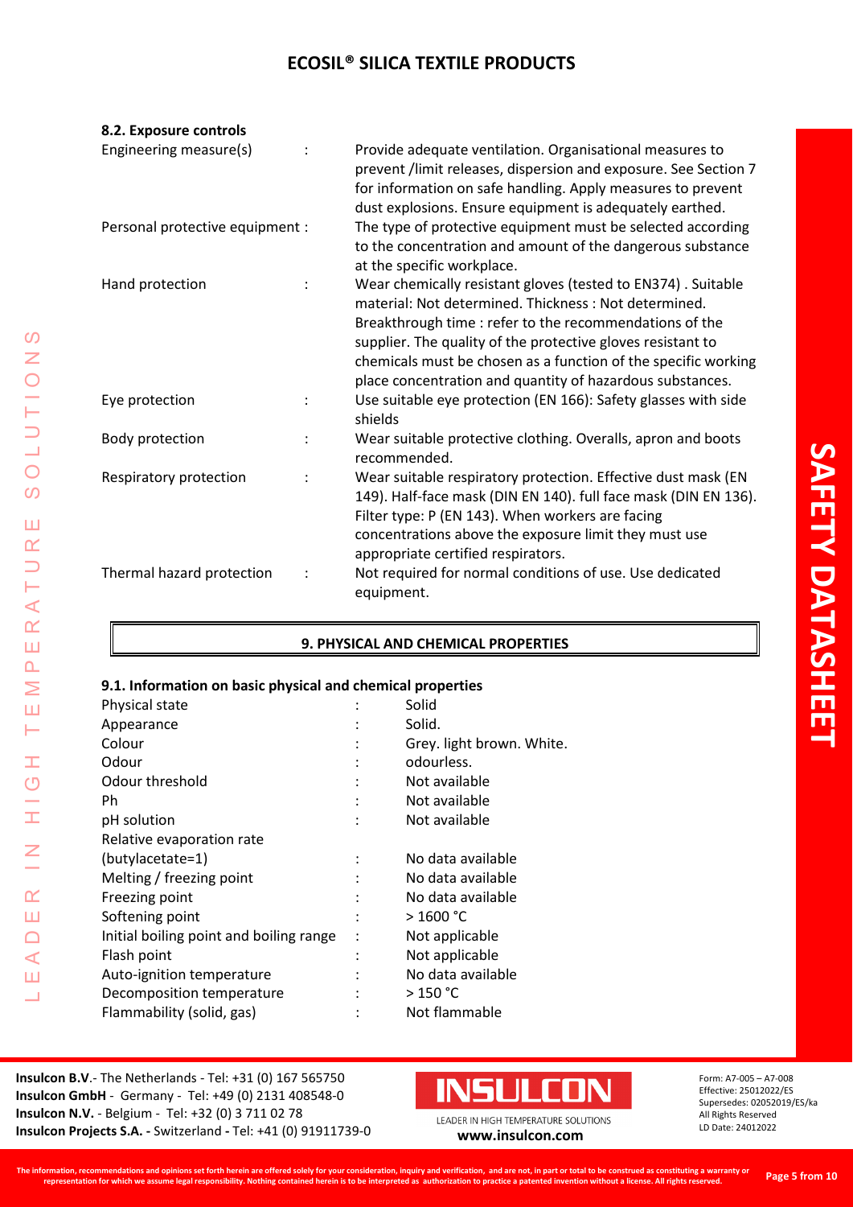### 8.2. Exposure controls

| | | |
|---|---|---|
| Engineering measure(s) | : | Provide adequate ventilation. Organisational measures to prevent /limit releases, dispersion and exposure. See Section 7 for information on safe handling. Apply measures to prevent dust explosions. Ensure equipment is adequately earthed. |
| Personal protective equipment | : | The type of protective equipment must be selected according to the concentration and amount of the dangerous substance at the specific workplace. |
| Hand protection | : | Wear chemically resistant gloves (tested to EN374) . Suitable material: Not determined. Thickness : Not determined. Breakthrough time : refer to the recommendations of the supplier. The quality of the protective gloves resistant to chemicals must be chosen as a function of the specific working place concentration and quantity of hazardous substances. |
| Eye protection | : | Use suitable eye protection (EN 166): Safety glasses with side shields |
| Body protection | : | Wear suitable protective clothing. Overalls, apron and boots recommended. |
| Respiratory protection | : | Wear suitable respiratory protection. Effective dust mask (EN 149). Half-face mask (DIN EN 140). full face mask (DIN EN 136). Filter type: P (EN 143). When workers are facing concentrations above the exposure limit they must use appropriate certified respirators. |
| Thermal hazard protection | : | Not required for normal conditions of use. Use dedicated equipment. |

## 9. PHYSICAL AND CHEMICAL PROPERTIES

### 9.1. Information on basic physical and chemical properties

| | | |
|---|---|---|
| Physical state | : | Solid |
| Appearance | : | Solid. |
| Colour | : | Grey. light brown. White. |
| Odour | : | odourless. |
| Odour threshold | : | Not available |
| Ph | : | Not available |
| pH solution | : | Not available |
| Relative evaporation rate (butylacetate=1) | : | No data available |
| Melting / freezing point | : | No data available |
| Freezing point | : | No data available |
| Softening point | : | > 1600 °C |
| Initial boiling point and boiling range | : | Not applicable |
| Flash point | : | Not applicable |
| Auto-ignition temperature | : | No data available |
| Decomposition temperature | : | > 150 °C |
| Flammability (solid, gas) | : | Not flammable |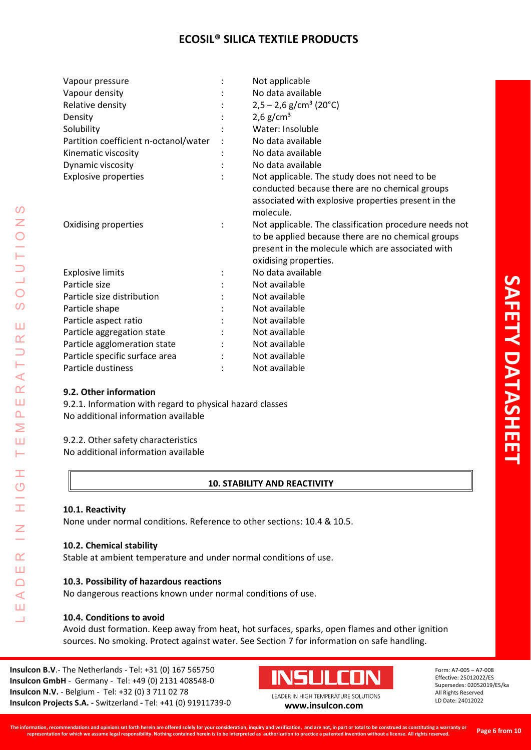| | | |
|---|---|---|
| Vapour pressure | : | Not applicable |
| Vapour density | : | No data available |
| Relative density | : | 2,5 – 2,6 g/cm³ (20°C) |
| Density | : | 2,6 g/cm³ |
| Solubility | : | Water: Insoluble |
| Partition coefficient n-octanol/water | : | No data available |
| Kinematic viscosity | : | No data available |
| Dynamic viscosity | : | No data available |
| Explosive properties | : | Not applicable. The study does not need to be conducted because there are no chemical groups associated with explosive properties present in the molecule. |
| Oxidising properties | : | Not applicable. The classification procedure needs not to be applied because there are no chemical groups present in the molecule which are associated with oxidising properties. |
| Explosive limits | : | No data available |
| Particle size | : | Not available |
| Particle size distribution | : | Not available |
| Particle shape | : | Not available |
| Particle aspect ratio | : | Not available |
| Particle aggregation state | : | Not available |
| Particle agglomeration state | : | Not available |
| Particle specific surface area | : | Not available |
| Particle dustiness | : | Not available |

### 9.2. Other information

9.2.1. Information with regard to physical hazard classes
No additional information available

9.2.2. Other safety characteristics
No additional information available

## 10. STABILITY AND REACTIVITY

### 10.1. Reactivity

None under normal conditions. Reference to other sections: 10.4 & 10.5.

### 10.2. Chemical stability

Stable at ambient temperature and under normal conditions of use.

### 10.3. Possibility of hazardous reactions

No dangerous reactions known under normal conditions of use.

### 10.4. Conditions to avoid

Avoid dust formation. Keep away from heat, hot surfaces, sparks, open flames and other ignition sources. No smoking. Protect against water. See Section 7 for information on safe handling.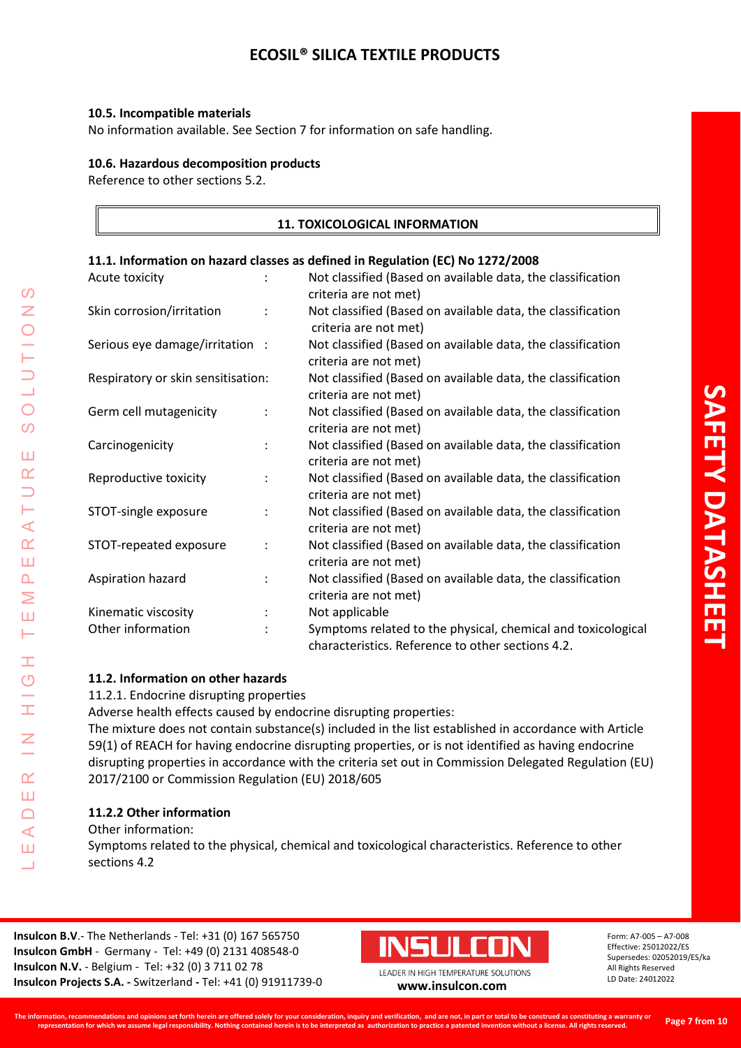#### 10.5. Incompatible materials

No information available. See Section 7 for information on safe handling.

#### 10.6. Hazardous decomposition products

Reference to other sections 5.2.

## 11. TOXICOLOGICAL INFORMATION

#### 11.1. Information on hazard classes as defined in Regulation (EC) No 1272/2008

| | | |
|---|---|---|
| Acute toxicity | : | Not classified (Based on available data, the classification criteria are not met) |
| Skin corrosion/irritation | : | Not classified (Based on available data, the classification criteria are not met) |
| Serious eye damage/irritation | : | Not classified (Based on available data, the classification criteria are not met) |
| Respiratory or skin sensitisation: | | Not classified (Based on available data, the classification criteria are not met) |
| Germ cell mutagenicity | : | Not classified (Based on available data, the classification criteria are not met) |
| Carcinogenicity | : | Not classified (Based on available data, the classification criteria are not met) |
| Reproductive toxicity | : | Not classified (Based on available data, the classification criteria are not met) |
| STOT-single exposure | : | Not classified (Based on available data, the classification criteria are not met) |
| STOT-repeated exposure | : | Not classified (Based on available data, the classification criteria are not met) |
| Aspiration hazard | : | Not classified (Based on available data, the classification criteria are not met) |
| Kinematic viscosity | : | Not applicable |
| Other information | : | Symptoms related to the physical, chemical and toxicological characteristics. Reference to other sections 4.2. |

#### 11.2. Information on other hazards

11.2.1. Endocrine disrupting properties

Adverse health effects caused by endocrine disrupting properties:

The mixture does not contain substance(s) included in the list established in accordance with Article 59(1) of REACH for having endocrine disrupting properties, or is not identified as having endocrine disrupting properties in accordance with the criteria set out in Commission Delegated Regulation (EU) 2017/2100 or Commission Regulation (EU) 2018/605

#### 11.2.2 Other information

Other information:

Symptoms related to the physical, chemical and toxicological characteristics. Reference to other sections 4.2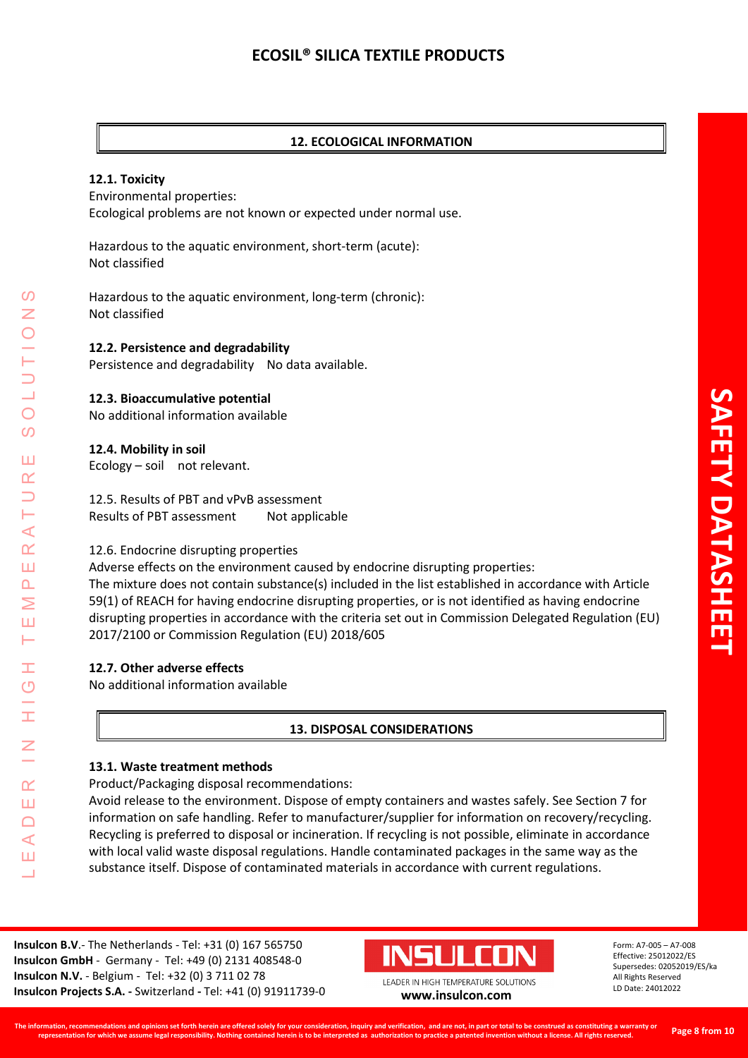## 12. ECOLOGICAL INFORMATION

**12.1. Toxicity**

Environmental properties:
Ecological problems are not known or expected under normal use.

Hazardous to the aquatic environment, short-term (acute):
Not classified

Hazardous to the aquatic environment, long-term (chronic):
Not classified

**12.2. Persistence and degradability**

Persistence and degradability No data available.

**12.3. Bioaccumulative potential**

No additional information available

**12.4. Mobility in soil**

Ecology – soil not relevant.

12.5. Results of PBT and vPvB assessment
Results of PBT assessment Not applicable

12.6. Endocrine disrupting properties
Adverse effects on the environment caused by endocrine disrupting properties:
The mixture does not contain substance(s) included in the list established in accordance with Article 59(1) of REACH for having endocrine disrupting properties, or is not identified as having endocrine disrupting properties in accordance with the criteria set out in Commission Delegated Regulation (EU) 2017/2100 or Commission Regulation (EU) 2018/605

**12.7. Other adverse effects**

No additional information available

## 13. DISPOSAL CONSIDERATIONS

**13.1. Waste treatment methods**

Product/Packaging disposal recommendations:
Avoid release to the environment. Dispose of empty containers and wastes safely. See Section 7 for information on safe handling. Refer to manufacturer/supplier for information on recovery/recycling. Recycling is preferred to disposal or incineration. If recycling is not possible, eliminate in accordance with local valid waste disposal regulations. Handle contaminated packages in the same way as the substance itself. Dispose of contaminated materials in accordance with current regulations.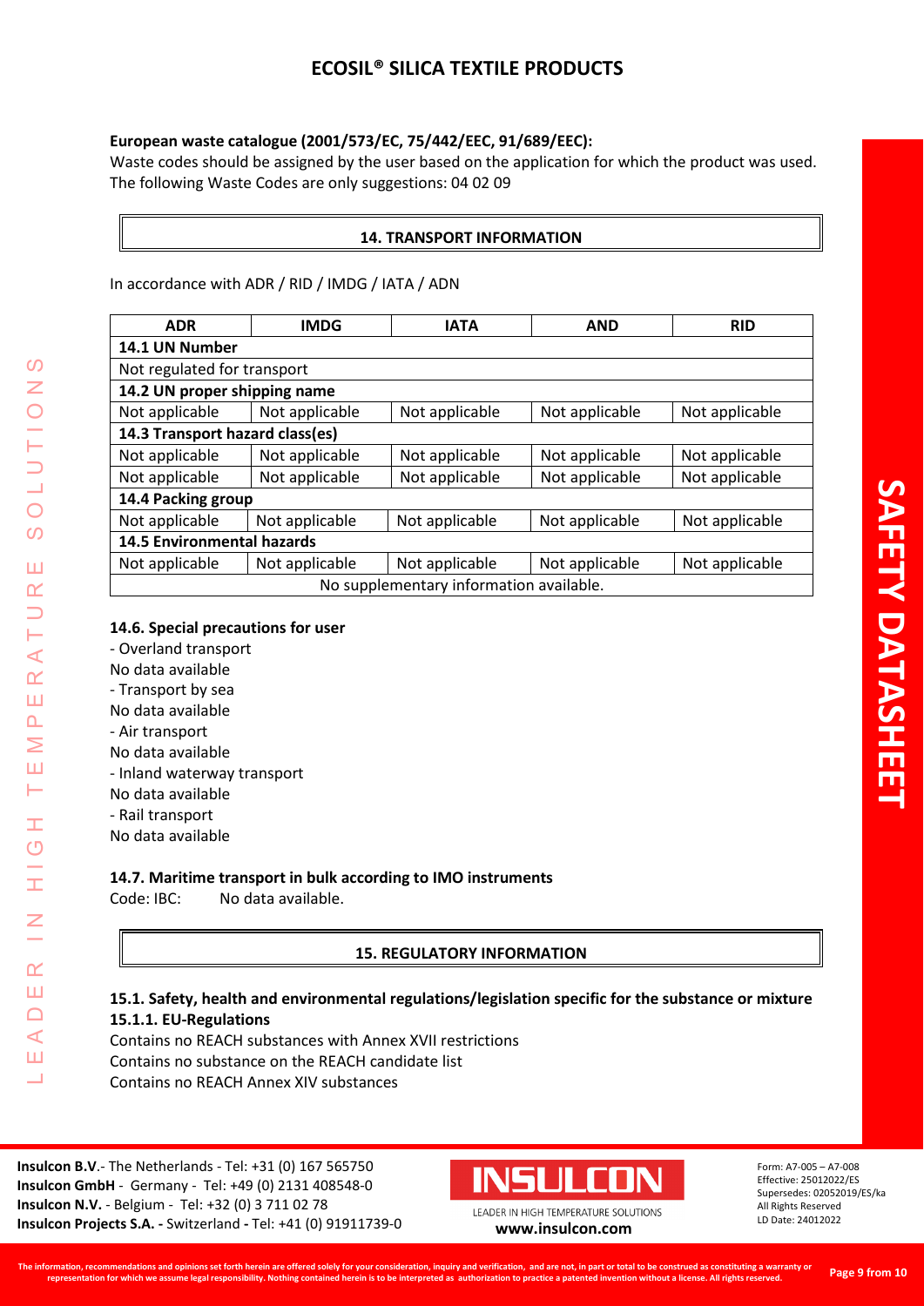**European waste catalogue (2001/573/EC, 75/442/EEC, 91/689/EEC):**

Waste codes should be assigned by the user based on the application for which the product was used. The following Waste Codes are only suggestions: 04 02 09

## 14. TRANSPORT INFORMATION

In accordance with ADR / RID / IMDG / IATA / ADN

| ADR | IMDG | IATA | AND | RID |
|---|---|---|---|---|
| **14.1 UN Number** | | | | |
| Not regulated for transport | | | | |
| **14.2 UN proper shipping name** | | | | |
| Not applicable | Not applicable | Not applicable | Not applicable | Not applicable |
| **14.3 Transport hazard class(es)** | | | | |
| Not applicable | Not applicable | Not applicable | Not applicable | Not applicable |
| Not applicable | Not applicable | Not applicable | Not applicable | Not applicable |
| **14.4 Packing group** | | | | |
| Not applicable | Not applicable | Not applicable | Not applicable | Not applicable |
| **14.5 Environmental hazards** | | | | |
| Not applicable | Not applicable | Not applicable | Not applicable | Not applicable |
| No supplementary information available. | | | | |

**14.6. Special precautions for user**

- Overland transport

No data available

- Transport by sea

No data available

- Air transport

No data available

- Inland waterway transport

No data available

- Rail transport

No data available

**14.7. Maritime transport in bulk according to IMO instruments**

Code: IBC: No data available.

## 15. REGULATORY INFORMATION

**15.1. Safety, health and environmental regulations/legislation specific for the substance or mixture**

**15.1.1. EU-Regulations**

Contains no REACH substances with Annex XVII restrictions

Contains no substance on the REACH candidate list

Contains no REACH Annex XIV substances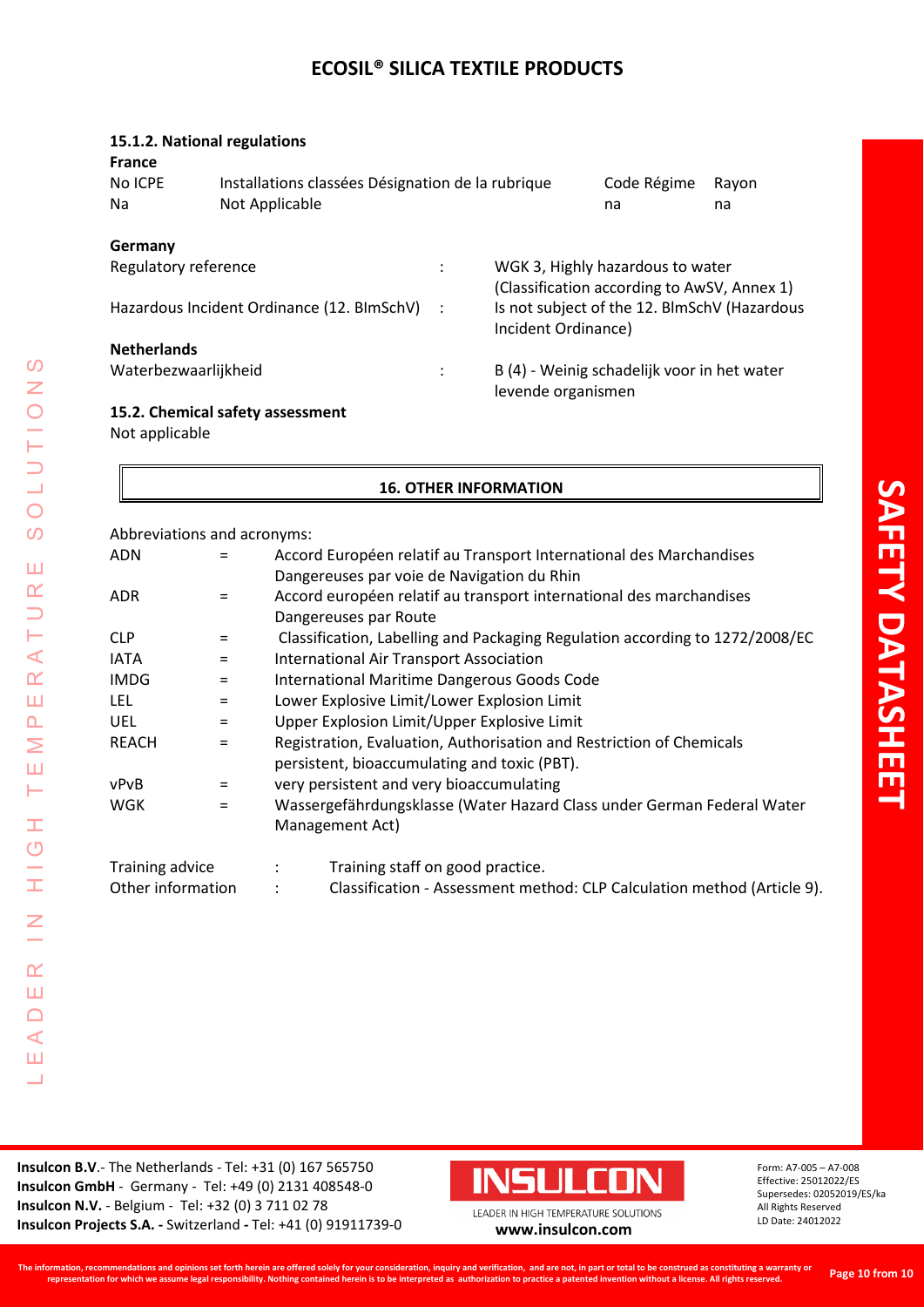### 15.1.2. National regulations

**France**

| No ICPE | Installations classées Désignation de la rubrique | Code Régime | Rayon |
|---|---|---|---|
| Na | Not Applicable | na | na |

**Germany**

| | | |
|---|---|---|
| Regulatory reference | : | WGK 3, Highly hazardous to water (Classification according to AwSV, Annex 1) |
| Hazardous Incident Ordinance (12. BImSchV) | : | Is not subject of the 12. BlmSchV (Hazardous Incident Ordinance) |

**Netherlands**

| | | |
|---|---|---|
| Waterbezwaarlijkheid | : | B (4) - Weinig schadelijk voor in het water levende organismen |

### 15.2. Chemical safety assessment

Not applicable

## 16. OTHER INFORMATION

Abbreviations and acronyms:

| | | |
|---|---|---|
| ADN | = | Accord Européen relatif au Transport International des Marchandises Dangereuses par voie de Navigation du Rhin |
| ADR | = | Accord européen relatif au transport international des marchandises Dangereuses par Route |
| CLP | = | Classification, Labelling and Packaging Regulation according to 1272/2008/EC |
| IATA | = | International Air Transport Association |
| IMDG | = | International Maritime Dangerous Goods Code |
| LEL | = | Lower Explosive Limit/Lower Explosion Limit |
| UEL | = | Upper Explosion Limit/Upper Explosive Limit |
| REACH | = | Registration, Evaluation, Authorisation and Restriction of Chemicals persistent, bioaccumulating and toxic (PBT). |
| vPvB | = | very persistent and very bioaccumulating |
| WGK | = | Wassergefährdungsklasse (Water Hazard Class under German Federal Water Management Act) |

| | | |
|---|---|---|
| Training advice | : | Training staff on good practice. |
| Other information | : | Classification - Assessment method: CLP Calculation method (Article 9). |